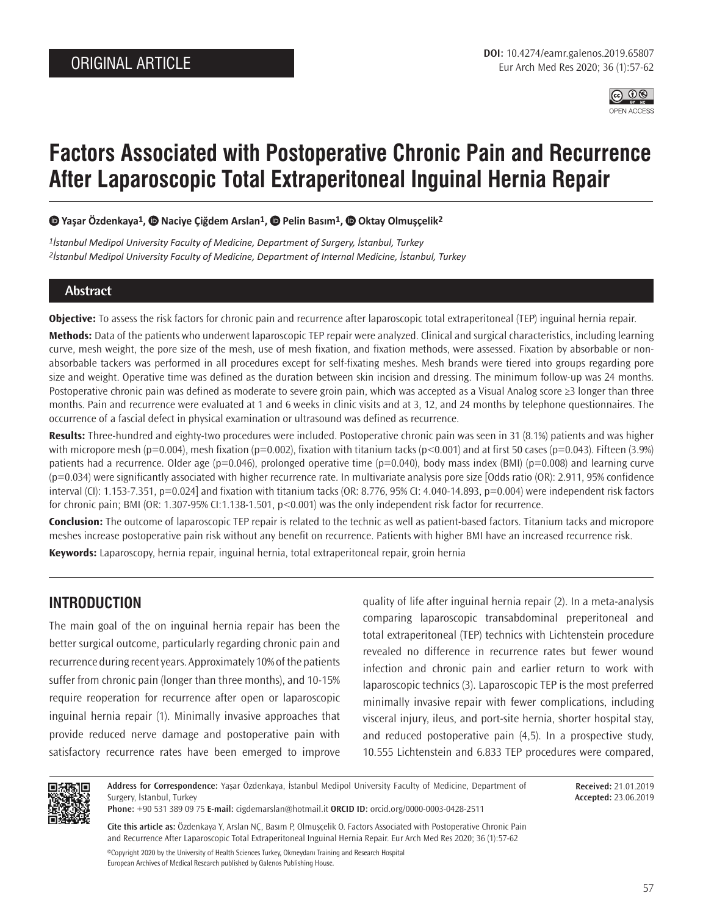ORIGINAL ARTICLE

# Factors Associated with Postoperative Chronic Pain and Recurrence After Laparoscopic Total Extraperitoneal Inguinal Hernia Repair

**Yaşar Özdenkaya[1], Naciye Çiğdem Arslan[1], Pelin Basım[1], Oktay Olmuşçelik[2]**

*[1]İstanbul Medipol University Faculty of Medicine, Department of Surgery, İstanbul, Turkey*
*[2]İstanbul Medipol University Faculty of Medicine, Department of Internal Medicine, İstanbul, Turkey*

## Abstract

**Objective:** To assess the risk factors for chronic pain and recurrence after laparoscopic total extraperitoneal (TEP) inguinal hernia repair.

**Methods:** Data of the patients who underwent laparoscopic TEP repair were analyzed. Clinical and surgical characteristics, including learning curve, mesh weight, the pore size of the mesh, use of mesh fixation, and fixation methods, were assessed. Fixation by absorbable or non-absorbable tackers was performed in all procedures except for self-fixating meshes. Mesh brands were tiered into groups regarding pore size and weight. Operative time was defined as the duration between skin incision and dressing. The minimum follow-up was 24 months. Postoperative chronic pain was defined as moderate to severe groin pain, which was accepted as a Visual Analog score ≥3 longer than three months. Pain and recurrence were evaluated at 1 and 6 weeks in clinic visits and at 3, 12, and 24 months by telephone questionnaires. The occurrence of a fascial defect in physical examination or ultrasound was defined as recurrence.

**Results:** Three-hundred and eighty-two procedures were included. Postoperative chronic pain was seen in 31 (8.1%) patients and was higher with micropore mesh ($p=0.004$), mesh fixation ($p=0.002$), fixation with titanium tacks ($p<0.001$) and at first 50 cases ($p=0.043$). Fifteen (3.9%) patients had a recurrence. Older age ($p=0.046$), prolonged operative time ($p=0.040$), body mass index (BMI) ($p=0.008$) and learning curve ($p=0.034$) were significantly associated with higher recurrence rate. In multivariate analysis pore size [Odds ratio (OR): 2.911, 95% confidence interval (CI): 1.153-7.351, $p=0.024$] and fixation with titanium tacks (OR: 8.776, 95% CI: 4.040-14.893, $p=0.004$) were independent risk factors for chronic pain; BMI (OR: 1.307-95% CI:1.138-1.501, $p<0.001$) was the only independent risk factor for recurrence.

**Conclusion:** The outcome of laparoscopic TEP repair is related to the technic as well as patient-based factors. Titanium tacks and micropore meshes increase postoperative pain risk without any benefit on recurrence. Patients with higher BMI have an increased recurrence risk.

**Keywords:** Laparoscopy, hernia repair, inguinal hernia, total extraperitoneal repair, groin hernia

## INTRODUCTION

The main goal of the on inguinal hernia repair has been the better surgical outcome, particularly regarding chronic pain and recurrence during recent years. Approximately 10% of the patients suffer from chronic pain (longer than three months), and 10-15% require reoperation for recurrence after open or laparoscopic inguinal hernia repair (1). Minimally invasive approaches that provide reduced nerve damage and postoperative pain with satisfactory recurrence rates have been emerged to improve quality of life after inguinal hernia repair (2). In a meta-analysis comparing laparoscopic transabdominal preperitoneal and total extraperitoneal (TEP) technics with Lichtenstein procedure revealed no difference in recurrence rates but fewer wound infection and chronic pain and earlier return to work with laparoscopic technics (3). Laparoscopic TEP is the most preferred minimally invasive repair with fewer complications, including visceral injury, ileus, and port-site hernia, shorter hospital stay, and reduced postoperative pain (4,5). In a prospective study, 10.555 Lichtenstein and 6.833 TEP procedures were compared,

**Address for Correspondence:** Yaşar Özdenkaya, İstanbul Medipol University Faculty of Medicine, Department of Surgery, İstanbul, Turkey
**Phone:** +90 531 389 09 75 **E-mail:** cigdemarslan@hotmail.it **ORCID ID:** orcid.org/0000-0003-0428-2511

**Received:** 21.01.2019
**Accepted:** 23.06.2019

**Cite this article as:** Özdenkaya Y, Arslan NÇ, Basım P, Olmuşçelik O. Factors Associated with Postoperative Chronic Pain and Recurrence After Laparoscopic Total Extraperitoneal Inguinal Hernia Repair. Eur Arch Med Res 2020; 36 (1):57-62

©Copyright 2020 by the University of Health Sciences Turkey, Okmeydanı Training and Research Hospital
European Archives of Medical Research published by Galenos Publishing House.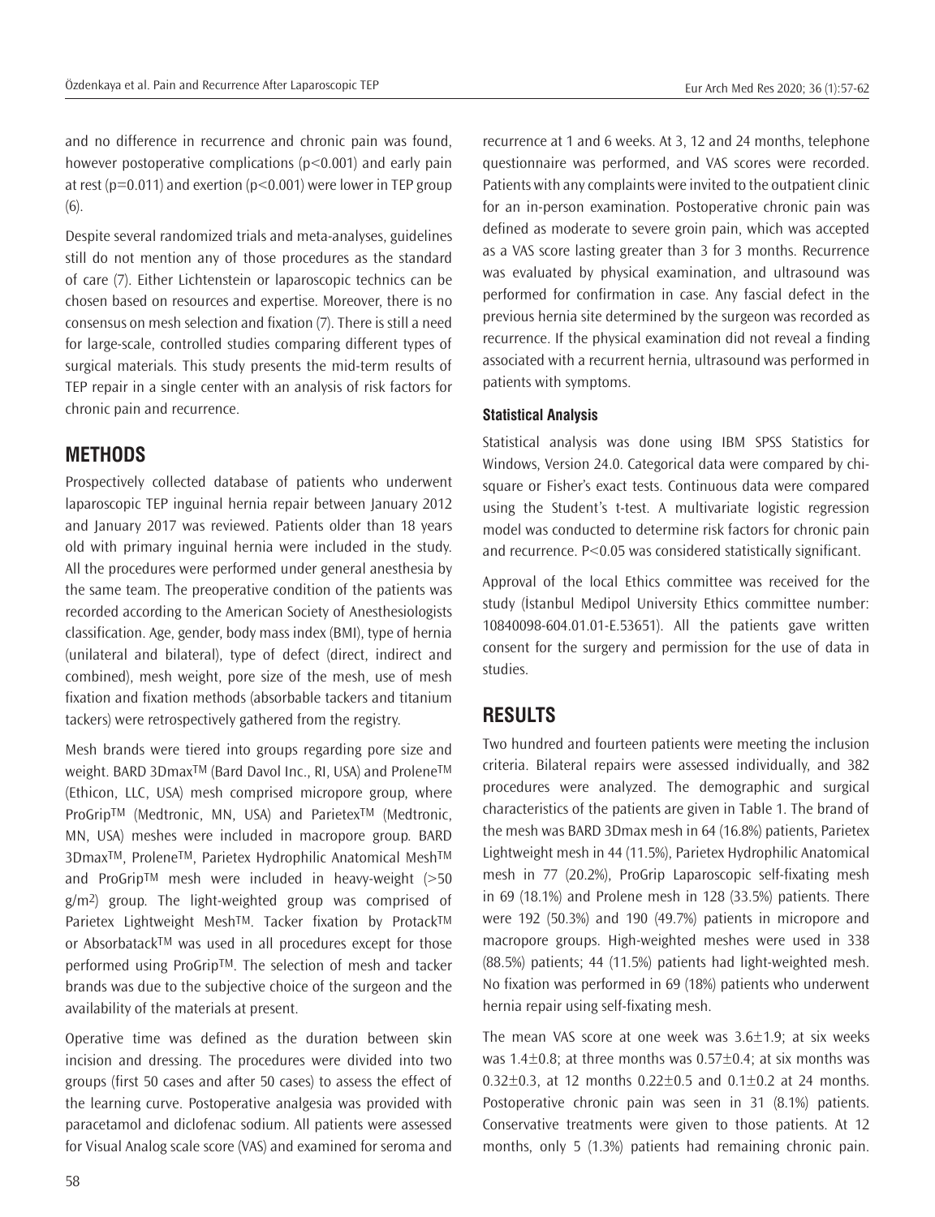and no difference in recurrence and chronic pain was found, however postoperative complications ($p<0.001$) and early pain at rest ($p=0.011$) and exertion ($p<0.001$) were lower in TEP group (6).

Despite several randomized trials and meta-analyses, guidelines still do not mention any of those procedures as the standard of care (7). Either Lichtenstein or laparoscopic technics can be chosen based on resources and expertise. Moreover, there is no consensus on mesh selection and fixation (7). There is still a need for large-scale, controlled studies comparing different types of surgical materials. This study presents the mid-term results of TEP repair in a single center with an analysis of risk factors for chronic pain and recurrence.

## METHODS

Prospectively collected database of patients who underwent laparoscopic TEP inguinal hernia repair between January 2012 and January 2017 was reviewed. Patients older than 18 years old with primary inguinal hernia were included in the study. All the procedures were performed under general anesthesia by the same team. The preoperative condition of the patients was recorded according to the American Society of Anesthesiologists classification. Age, gender, body mass index (BMI), type of hernia (unilateral and bilateral), type of defect (direct, indirect and combined), mesh weight, pore size of the mesh, use of mesh fixation and fixation methods (absorbable tackers and titanium tackers) were retrospectively gathered from the registry.

Mesh brands were tiered into groups regarding pore size and weight. BARD 3DmaxTM (Bard Davol Inc., RI, USA) and ProleneTM (Ethicon, LLC, USA) mesh comprised micropore group, where ProGripTM (Medtronic, MN, USA) and ParietexTM (Medtronic, MN, USA) meshes were included in macropore group. BARD 3DmaxTM, ProleneTM, Parietex Hydrophilic Anatomical MeshTM and ProGripTM mesh were included in heavy-weight (>50 g/m$^2$) group. The light-weighted group was comprised of Parietex Lightweight MeshTM. Tacker fixation by ProtackTM or AbsorbatackTM was used in all procedures except for those performed using ProGripTM. The selection of mesh and tacker brands was due to the subjective choice of the surgeon and the availability of the materials at present.

Operative time was defined as the duration between skin incision and dressing. The procedures were divided into two groups (first 50 cases and after 50 cases) to assess the effect of the learning curve. Postoperative analgesia was provided with paracetamol and diclofenac sodium. All patients were assessed for Visual Analog scale score (VAS) and examined for seroma and recurrence at 1 and 6 weeks. At 3, 12 and 24 months, telephone questionnaire was performed, and VAS scores were recorded. Patients with any complaints were invited to the outpatient clinic for an in-person examination. Postoperative chronic pain was defined as moderate to severe groin pain, which was accepted as a VAS score lasting greater than 3 for 3 months. Recurrence was evaluated by physical examination, and ultrasound was performed for confirmation in case. Any fascial defect in the previous hernia site determined by the surgeon was recorded as recurrence. If the physical examination did not reveal a finding associated with a recurrent hernia, ultrasound was performed in patients with symptoms.

### Statistical Analysis

Statistical analysis was done using IBM SPSS Statistics for Windows, Version 24.0. Categorical data were compared by chi-square or Fisher's exact tests. Continuous data were compared using the Student's t-test. A multivariate logistic regression model was conducted to determine risk factors for chronic pain and recurrence. $P<0.05$ was considered statistically significant.

Approval of the local Ethics committee was received for the study (İstanbul Medipol University Ethics committee number: 10840098-604.01.01-E.53651). All the patients gave written consent for the surgery and permission for the use of data in studies.

## RESULTS

Two hundred and fourteen patients were meeting the inclusion criteria. Bilateral repairs were assessed individually, and 382 procedures were analyzed. The demographic and surgical characteristics of the patients are given in Table 1. The brand of the mesh was BARD 3Dmax mesh in 64 (16.8%) patients, Parietex Lightweight mesh in 44 (11.5%), Parietex Hydrophilic Anatomical mesh in 77 (20.2%), ProGrip Laparoscopic self-fixating mesh in 69 (18.1%) and Prolene mesh in 128 (33.5%) patients. There were 192 (50.3%) and 190 (49.7%) patients in micropore and macropore groups. High-weighted meshes were used in 338 (88.5%) patients; 44 (11.5%) patients had light-weighted mesh. No fixation was performed in 69 (18%) patients who underwent hernia repair using self-fixating mesh.

The mean VAS score at one week was 3.6±1.9; at six weeks was 1.4±0.8; at three months was 0.57±0.4; at six months was 0.32±0.3, at 12 months 0.22±0.5 and 0.1±0.2 at 24 months. Postoperative chronic pain was seen in 31 (8.1%) patients. Conservative treatments were given to those patients. At 12 months, only 5 (1.3%) patients had remaining chronic pain.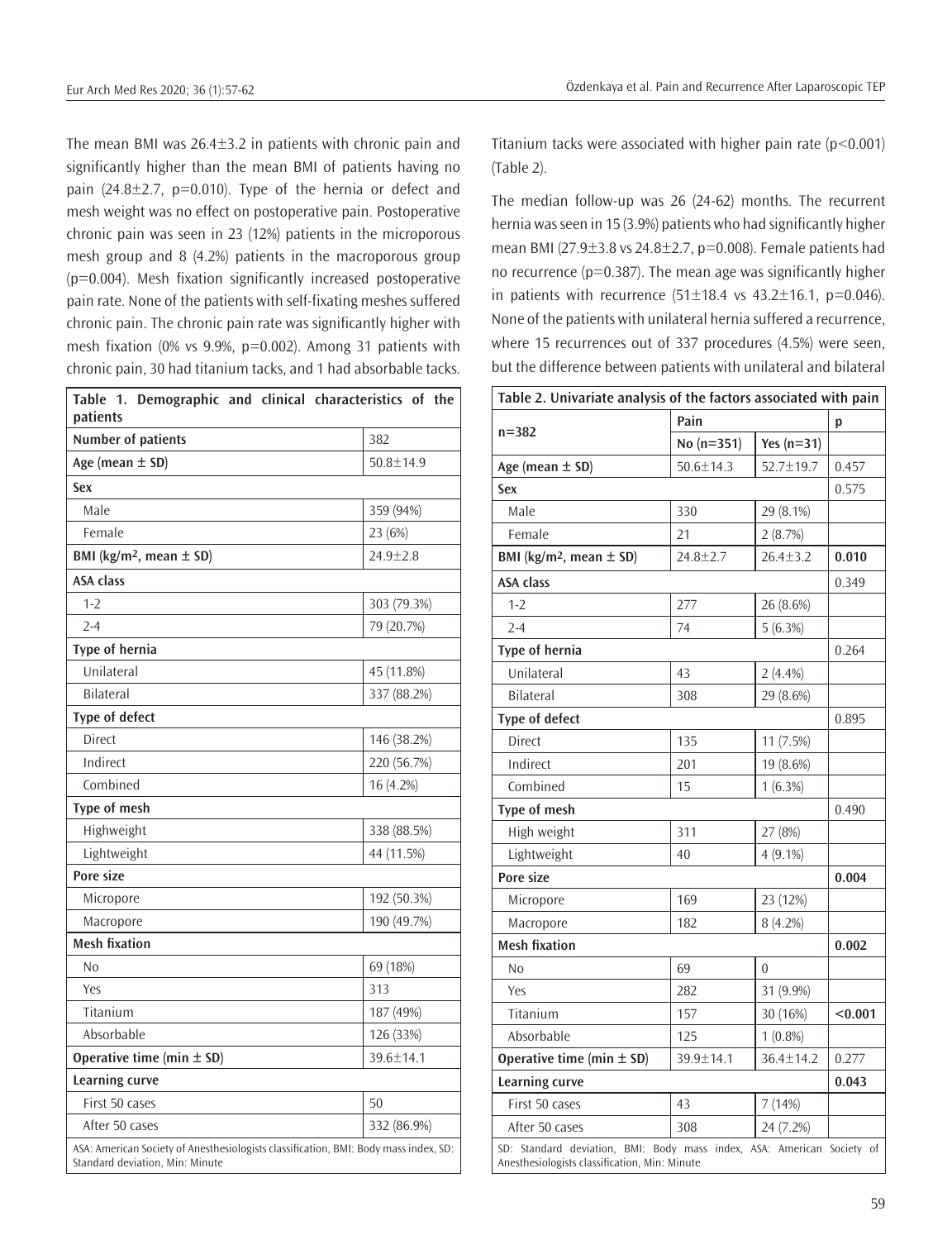The mean BMI was 26.4±3.2 in patients with chronic pain and significantly higher than the mean BMI of patients having no pain (24.8±2.7, p=0.010). Type of the hernia or defect and mesh weight was no effect on postoperative pain. Postoperative chronic pain was seen in 23 (12%) patients in the microporous mesh group and 8 (4.2%) patients in the macroporous group (p=0.004). Mesh fixation significantly increased postoperative pain rate. None of the patients with self-fixating meshes suffered chronic pain. The chronic pain rate was significantly higher with mesh fixation (0% vs 9.9%, p=0.002). Among 31 patients with chronic pain, 30 had titanium tacks, and 1 had absorbable tacks.

**Table 1. Demographic and clinical characteristics of the patients**

| | |
|---|---|
| **Number of patients** | 382 |
| **Age (mean ± SD)** | 50.8±14.9 |
| **Sex** | |
| Male | 359 (94%) |
| Female | 23 (6%) |
| **BMI (kg/m$^2$, mean ± SD)** | 24.9±2.8 |
| **ASA class** | |
| 1-2 | 303 (79.3%) |
| 2-4 | 79 (20.7%) |
| **Type of hernia** | |
| Unilateral | 45 (11.8%) |
| Bilateral | 337 (88.2%) |
| **Type of defect** | |
| Direct | 146 (38.2%) |
| Indirect | 220 (56.7%) |
| Combined | 16 (4.2%) |
| **Type of mesh** | |
| Highweight | 338 (88.5%) |
| Lightweight | 44 (11.5%) |
| **Pore size** | |
| Micropore | 192 (50.3%) |
| Macropore | 190 (49.7%) |
| **Mesh fixation** | |
| No | 69 (18%) |
| Yes | 313 |
| Titanium | 187 (49%) |
| Absorbable | 126 (33%) |
| **Operative time (min ± SD)** | 39.6±14.1 |
| **Learning curve** | |
| First 50 cases | 50 |
| After 50 cases | 332 (86.9%) |

ASA: American Society of Anesthesiologists classification, BMI: Body mass index, SD: Standard deviation, Min: Minute

Titanium tacks were associated with higher pain rate (p<0.001) (Table 2).

The median follow-up was 26 (24-62) months. The recurrent hernia was seen in 15 (3.9%) patients who had significantly higher mean BMI (27.9±3.8 vs 24.8±2.7, p=0.008). Female patients had no recurrence (p=0.387). The mean age was significantly higher in patients with recurrence (51±18.4 vs 43.2±16.1, p=0.046). None of the patients with unilateral hernia suffered a recurrence, where 15 recurrences out of 337 procedures (4.5%) were seen, but the difference between patients with unilateral and bilateral

**Table 2. Univariate analysis of the factors associated with pain**

| n=382 | Pain | | p |
|---|---|---|---|
| | No (n=351) | Yes (n=31) | |
| **Age (mean ± SD)** | 50.6±14.3 | 52.7±19.7 | 0.457 |
| **Sex** | | | 0.575 |
| Male | 330 | 29 (8.1%) | |
| Female | 21 | 2 (8.7%) | |
| **BMI (kg/m$^2$, mean ± SD)** | 24.8±2.7 | 26.4±3.2 | **0.010** |
| **ASA class** | | | 0.349 |
| 1-2 | 277 | 26 (8.6%) | |
| 2-4 | 74 | 5 (6.3%) | |
| **Type of hernia** | | | 0.264 |
| Unilateral | 43 | 2 (4.4%) | |
| Bilateral | 308 | 29 (8.6%) | |
| **Type of defect** | | | 0.895 |
| Direct | 135 | 11 (7.5%) | |
| Indirect | 201 | 19 (8.6%) | |
| Combined | 15 | 1 (6.3%) | |
| **Type of mesh** | | | 0.490 |
| High weight | 311 | 27 (8%) | |
| Lightweight | 40 | 4 (9.1%) | |
| **Pore size** | | | **0.004** |
| Micropore | 169 | 23 (12%) | |
| Macropore | 182 | 8 (4.2%) | |
| **Mesh fixation** | | | **0.002** |
| No | 69 | 0 | |
| Yes | 282 | 31 (9.9%) | |
| Titanium | 157 | 30 (16%) | **<0.001** |
| Absorbable | 125 | 1 (0.8%) | |
| **Operative time (min ± SD)** | 39.9±14.1 | 36.4±14.2 | 0.277 |
| **Learning curve** | | | **0.043** |
| First 50 cases | 43 | 7 (14%) | |
| After 50 cases | 308 | 24 (7.2%) | |

SD: Standard deviation, BMI: Body mass index, ASA: American Society of Anesthesiologists classification, Min: Minute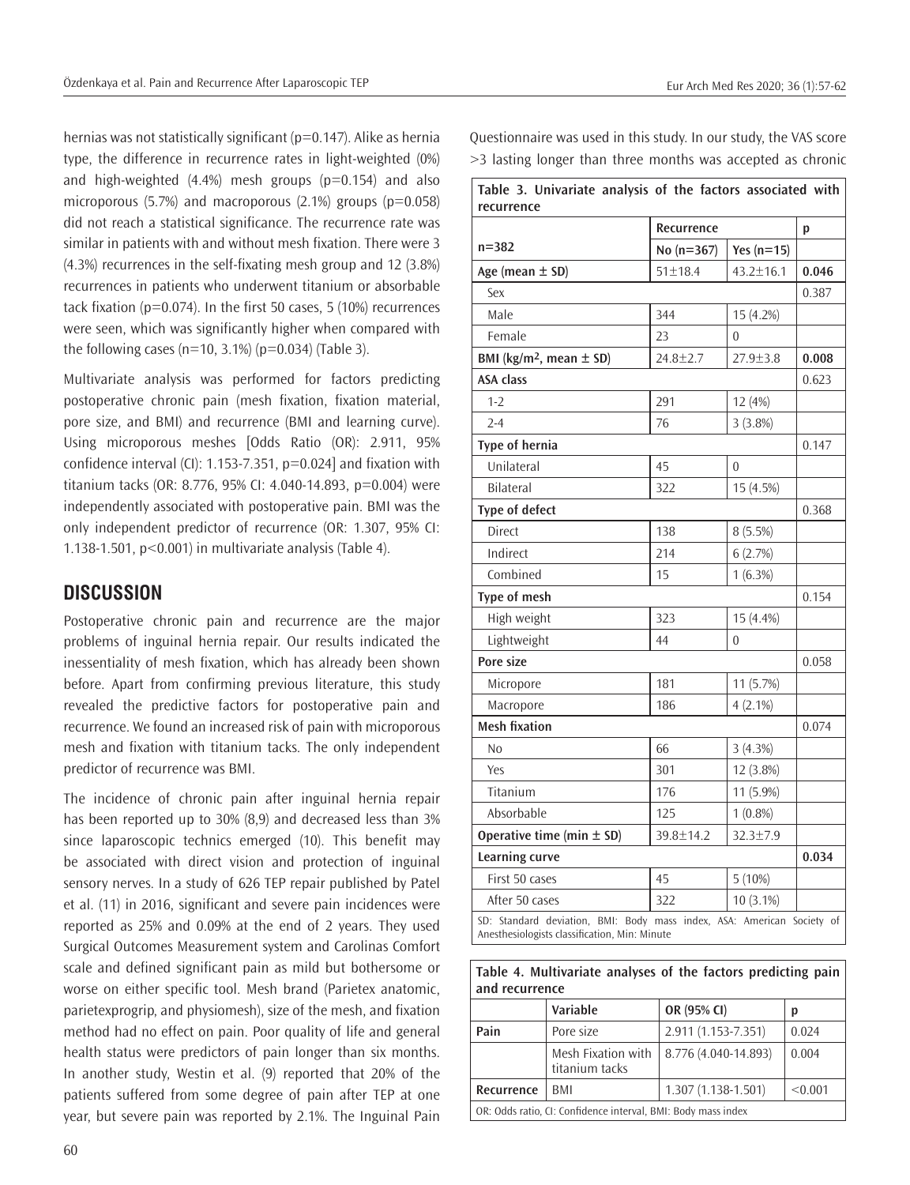hernias was not statistically significant (p=0.147). Alike as hernia type, the difference in recurrence rates in light-weighted (0%) and high-weighted (4.4%) mesh groups (p=0.154) and also microporous (5.7%) and macroporous (2.1%) groups (p=0.058) did not reach a statistical significance. The recurrence rate was similar in patients with and without mesh fixation. There were 3 (4.3%) recurrences in the self-fixating mesh group and 12 (3.8%) recurrences in patients who underwent titanium or absorbable tack fixation (p=0.074). In the first 50 cases, 5 (10%) recurrences were seen, which was significantly higher when compared with the following cases (n=10, 3.1%) (p=0.034) (Table 3).

Multivariate analysis was performed for factors predicting postoperative chronic pain (mesh fixation, fixation material, pore size, and BMI) and recurrence (BMI and learning curve). Using microporous meshes [Odds Ratio (OR): 2.911, 95% confidence interval (CI): 1.153-7.351, p=0.024] and fixation with titanium tacks (OR: 8.776, 95% CI: 4.040-14.893, p=0.004) were independently associated with postoperative pain. BMI was the only independent predictor of recurrence (OR: 1.307, 95% CI: 1.138-1.501, p<0.001) in multivariate analysis (Table 4).

## DISCUSSION

Postoperative chronic pain and recurrence are the major problems of inguinal hernia repair. Our results indicated the inessentiality of mesh fixation, which has already been shown before. Apart from confirming previous literature, this study revealed the predictive factors for postoperative pain and recurrence. We found an increased risk of pain with microporous mesh and fixation with titanium tacks. The only independent predictor of recurrence was BMI.

The incidence of chronic pain after inguinal hernia repair has been reported up to 30% (8,9) and decreased less than 3% since laparoscopic technics emerged (10). This benefit may be associated with direct vision and protection of inguinal sensory nerves. In a study of 626 TEP repair published by Patel et al. (11) in 2016, significant and severe pain incidences were reported as 25% and 0.09% at the end of 2 years. They used Surgical Outcomes Measurement system and Carolinas Comfort scale and defined significant pain as mild but bothersome or worse on either specific tool. Mesh brand (Parietex anatomic, parietexprogrip, and physiomesh), size of the mesh, and fixation method had no effect on pain. Poor quality of life and general health status were predictors of pain longer than six months. In another study, Westin et al. (9) reported that 20% of the patients suffered from some degree of pain after TEP at one year, but severe pain was reported by 2.1%. The Inguinal Pain Questionnaire was used in this study. In our study, the VAS score >3 lasting longer than three months was accepted as chronic

**Table 3. Univariate analysis of the factors associated with recurrence**

| | Recurrence | | p |
|---|---|---|---|
| **n=382** | **No (n=367)** | **Yes (n=15)** | |
| **Age (mean ± SD)** | 51±18.4 | 43.2±16.1 | **0.046** |
| Sex | | | 0.387 |
| Male | 344 | 15 (4.2%) | |
| Female | 23 | 0 | |
| **BMI (kg/m², mean ± SD)** | 24.8±2.7 | 27.9±3.8 | **0.008** |
| **ASA class** | | | 0.623 |
| 1-2 | 291 | 12 (4%) | |
| 2-4 | 76 | 3 (3.8%) | |
| **Type of hernia** | | | 0.147 |
| Unilateral | 45 | 0 | |
| Bilateral | 322 | 15 (4.5%) | |
| **Type of defect** | | | 0.368 |
| Direct | 138 | 8 (5.5%) | |
| Indirect | 214 | 6 (2.7%) | |
| Combined | 15 | 1 (6.3%) | |
| **Type of mesh** | | | 0.154 |
| High weight | 323 | 15 (4.4%) | |
| Lightweight | 44 | 0 | |
| **Pore size** | | | 0.058 |
| Micropore | 181 | 11 (5.7%) | |
| Macropore | 186 | 4 (2.1%) | |
| **Mesh fixation** | | | 0.074 |
| No | 66 | 3 (4.3%) | |
| Yes | 301 | 12 (3.8%) | |
| Titanium | 176 | 11 (5.9%) | |
| Absorbable | 125 | 1 (0.8%) | |
| **Operative time (min ± SD)** | 39.8±14.2 | 32.3±7.9 | |
| **Learning curve** | | | **0.034** |
| First 50 cases | 45 | 5 (10%) | |
| After 50 cases | 322 | 10 (3.1%) | |

SD: Standard deviation, BMI: Body mass index, ASA: American Society of Anesthesiologists classification, Min: Minute

**Table 4. Multivariate analyses of the factors predicting pain and recurrence**

| | Variable | OR (95% CI) | p |
|---|---|---|---|
| **Pain** | Pore size | 2.911 (1.153-7.351) | 0.024 |
| | Mesh Fixation with titanium tacks | 8.776 (4.040-14.893) | 0.004 |
| **Recurrence** | BMI | 1.307 (1.138-1.501) | <0.001 |

OR: Odds ratio, CI: Confidence interval, BMI: Body mass index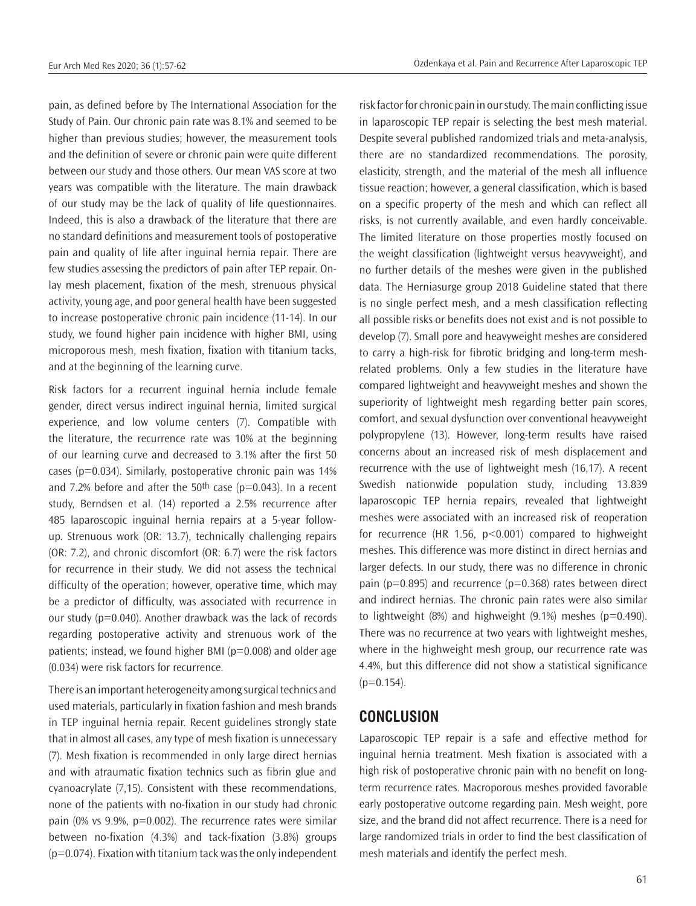pain, as defined before by The International Association for the Study of Pain. Our chronic pain rate was 8.1% and seemed to be higher than previous studies; however, the measurement tools and the definition of severe or chronic pain were quite different between our study and those others. Our mean VAS score at two years was compatible with the literature. The main drawback of our study may be the lack of quality of life questionnaires. Indeed, this is also a drawback of the literature that there are no standard definitions and measurement tools of postoperative pain and quality of life after inguinal hernia repair. There are few studies assessing the predictors of pain after TEP repair. Onlay mesh placement, fixation of the mesh, strenuous physical activity, young age, and poor general health have been suggested to increase postoperative chronic pain incidence (11-14). In our study, we found higher pain incidence with higher BMI, using microporous mesh, mesh fixation, fixation with titanium tacks, and at the beginning of the learning curve.

Risk factors for a recurrent inguinal hernia include female gender, direct versus indirect inguinal hernia, limited surgical experience, and low volume centers (7). Compatible with the literature, the recurrence rate was 10% at the beginning of our learning curve and decreased to 3.1% after the first 50 cases ($p=0.034$). Similarly, postoperative chronic pain was 14% and 7.2% before and after the 50th case ($p=0.043$). In a recent study, Berndsen et al. (14) reported a 2.5% recurrence after 485 laparoscopic inguinal hernia repairs at a 5-year follow-up. Strenuous work (OR: 13.7), technically challenging repairs (OR: 7.2), and chronic discomfort (OR: 6.7) were the risk factors for recurrence in their study. We did not assess the technical difficulty of the operation; however, operative time, which may be a predictor of difficulty, was associated with recurrence in our study ($p=0.040$). Another drawback was the lack of records regarding postoperative activity and strenuous work of the patients; instead, we found higher BMI ($p=0.008$) and older age (0.034) were risk factors for recurrence.

There is an important heterogeneity among surgical technics and used materials, particularly in fixation fashion and mesh brands in TEP inguinal hernia repair. Recent guidelines strongly state that in almost all cases, any type of mesh fixation is unnecessary (7). Mesh fixation is recommended in only large direct hernias and with atraumatic fixation technics such as fibrin glue and cyanoacrylate (7,15). Consistent with these recommendations, none of the patients with no-fixation in our study had chronic pain (0% vs 9.9%, $p=0.002$). The recurrence rates were similar between no-fixation (4.3%) and tack-fixation (3.8%) groups ($p=0.074$). Fixation with titanium tack was the only independent risk factor for chronic pain in our study. The main conflicting issue in laparoscopic TEP repair is selecting the best mesh material. Despite several published randomized trials and meta-analysis, there are no standardized recommendations. The porosity, elasticity, strength, and the material of the mesh all influence tissue reaction; however, a general classification, which is based on a specific property of the mesh and which can reflect all risks, is not currently available, and even hardly conceivable. The limited literature on those properties mostly focused on the weight classification (lightweight versus heavyweight), and no further details of the meshes were given in the published data. The Herniasurge group 2018 Guideline stated that there is no single perfect mesh, and a mesh classification reflecting all possible risks or benefits does not exist and is not possible to develop (7). Small pore and heavyweight meshes are considered to carry a high-risk for fibrotic bridging and long-term mesh-related problems. Only a few studies in the literature have compared lightweight and heavyweight meshes and shown the superiority of lightweight mesh regarding better pain scores, comfort, and sexual dysfunction over conventional heavyweight polypropylene (13). However, long-term results have raised concerns about an increased risk of mesh displacement and recurrence with the use of lightweight mesh (16,17). A recent Swedish nationwide population study, including 13.839 laparoscopic TEP hernia repairs, revealed that lightweight meshes were associated with an increased risk of reoperation for recurrence (HR 1.56, $p<0.001$) compared to highweight meshes. This difference was more distinct in direct hernias and larger defects. In our study, there was no difference in chronic pain ($p=0.895$) and recurrence ($p=0.368$) rates between direct and indirect hernias. The chronic pain rates were also similar to lightweight (8%) and highweight (9.1%) meshes ($p=0.490$). There was no recurrence at two years with lightweight meshes, where in the highweight mesh group, our recurrence rate was 4.4%, but this difference did not show a statistical significance ($p=0.154$).

## CONCLUSION

Laparoscopic TEP repair is a safe and effective method for inguinal hernia treatment. Mesh fixation is associated with a high risk of postoperative chronic pain with no benefit on long-term recurrence rates. Macroporous meshes provided favorable early postoperative outcome regarding pain. Mesh weight, pore size, and the brand did not affect recurrence. There is a need for large randomized trials in order to find the best classification of mesh materials and identify the perfect mesh.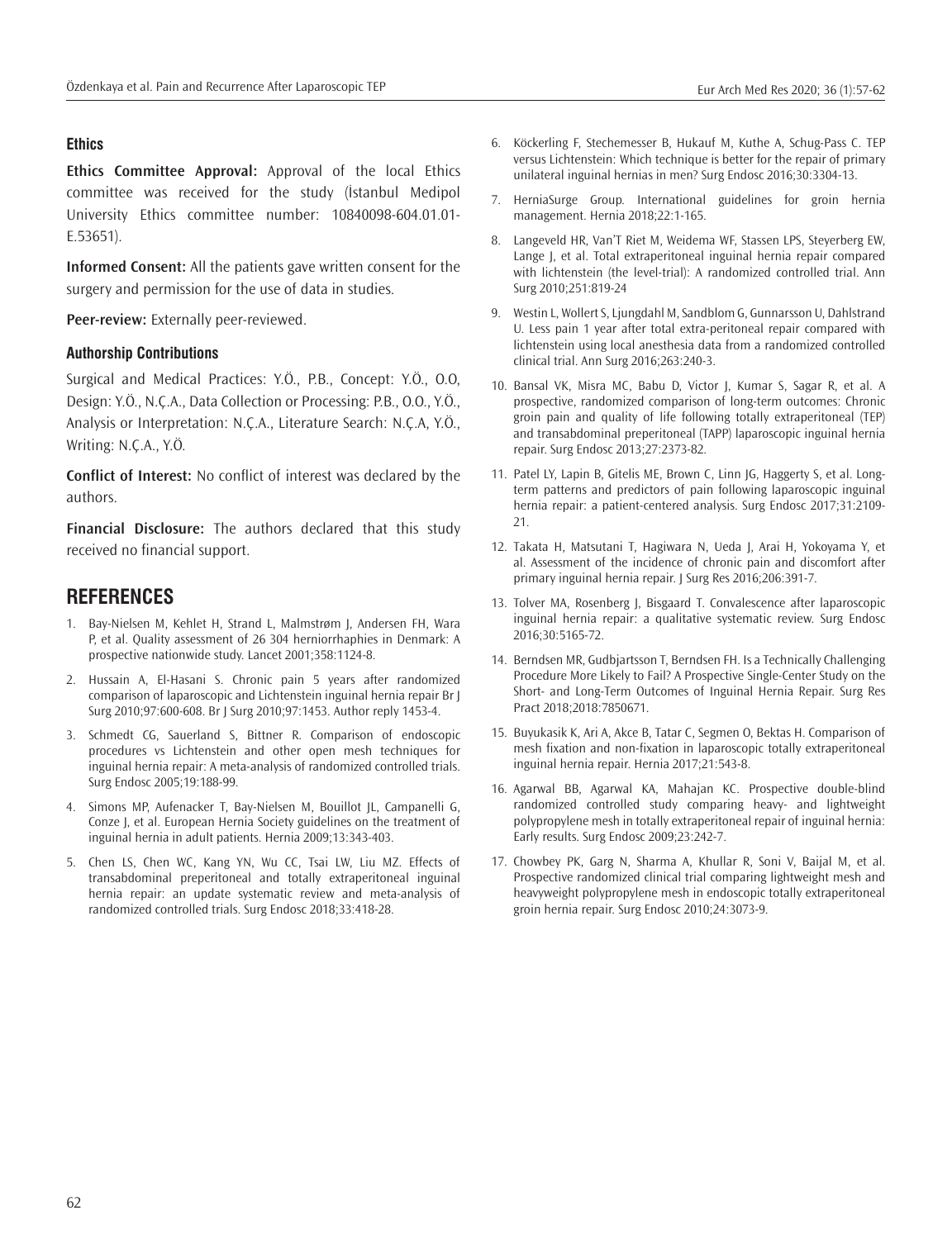### Ethics

**Ethics Committee Approval:** Approval of the local Ethics committee was received for the study (İstanbul Medipol University Ethics committee number: 10840098-604.01.01-E.53651).

**Informed Consent:** All the patients gave written consent for the surgery and permission for the use of data in studies.

**Peer-review:** Externally peer-reviewed.

### Authorship Contributions

Surgical and Medical Practices: Y.Ö., P.B., Concept: Y.Ö., O.O, Design: Y.Ö., N.Ç.A., Data Collection or Processing: P.B., O.O., Y.Ö., Analysis or Interpretation: N.Ç.A., Literature Search: N.Ç.A, Y.Ö., Writing: N.Ç.A., Y.Ö.

**Conflict of Interest:** No conflict of interest was declared by the authors.

**Financial Disclosure:** The authors declared that this study received no financial support.

## REFERENCES

1. Bay-Nielsen M, Kehlet H, Strand L, Malmstrøm J, Andersen FH, Wara P, et al. Quality assessment of 26 304 herniorrhaphies in Denmark: A prospective nationwide study. Lancet 2001;358:1124-8.
2. Hussain A, El-Hasani S. Chronic pain 5 years after randomized comparison of laparoscopic and Lichtenstein inguinal hernia repair Br J Surg 2010;97:600-608. Br J Surg 2010;97:1453. Author reply 1453-4.
3. Schmedt CG, Sauerland S, Bittner R. Comparison of endoscopic procedures vs Lichtenstein and other open mesh techniques for inguinal hernia repair: A meta-analysis of randomized controlled trials. Surg Endosc 2005;19:188-99.
4. Simons MP, Aufenacker T, Bay-Nielsen M, Bouillot JL, Campanelli G, Conze J, et al. European Hernia Society guidelines on the treatment of inguinal hernia in adult patients. Hernia 2009;13:343-403.
5. Chen LS, Chen WC, Kang YN, Wu CC, Tsai LW, Liu MZ. Effects of transabdominal preperitoneal and totally extraperitoneal inguinal hernia repair: an update systematic review and meta-analysis of randomized controlled trials. Surg Endosc 2018;33:418-28.
6. Köckerling F, Stechemesser B, Hukauf M, Kuthe A, Schug-Pass C. TEP versus Lichtenstein: Which technique is better for the repair of primary unilateral inguinal hernias in men? Surg Endosc 2016;30:3304-13.
7. HerniaSurge Group. International guidelines for groin hernia management. Hernia 2018;22:1-165.
8. Langeveld HR, Van'T Riet M, Weidema WF, Stassen LPS, Steyerberg EW, Lange J, et al. Total extraperitoneal inguinal hernia repair compared with lichtenstein (the level-trial): A randomized controlled trial. Ann Surg 2010;251:819-24
9. Westin L, Wollert S, Ljungdahl M, Sandblom G, Gunnarsson U, Dahlstrand U. Less pain 1 year after total extra-peritoneal repair compared with lichtenstein using local anesthesia data from a randomized controlled clinical trial. Ann Surg 2016;263:240-3.
10. Bansal VK, Misra MC, Babu D, Victor J, Kumar S, Sagar R, et al. A prospective, randomized comparison of long-term outcomes: Chronic groin pain and quality of life following totally extraperitoneal (TEP) and transabdominal preperitoneal (TAPP) laparoscopic inguinal hernia repair. Surg Endosc 2013;27:2373-82.
11. Patel LY, Lapin B, Gitelis ME, Brown C, Linn JG, Haggerty S, et al. Long-term patterns and predictors of pain following laparoscopic inguinal hernia repair: a patient-centered analysis. Surg Endosc 2017;31:2109-21.
12. Takata H, Matsutani T, Hagiwara N, Ueda J, Arai H, Yokoyama Y, et al. Assessment of the incidence of chronic pain and discomfort after primary inguinal hernia repair. J Surg Res 2016;206:391-7.
13. Tolver MA, Rosenberg J, Bisgaard T. Convalescence after laparoscopic inguinal hernia repair: a qualitative systematic review. Surg Endosc 2016;30:5165-72.
14. Berndsen MR, Gudbjartsson T, Berndsen FH. Is a Technically Challenging Procedure More Likely to Fail? A Prospective Single-Center Study on the Short- and Long-Term Outcomes of Inguinal Hernia Repair. Surg Res Pract 2018;2018:7850671.
15. Buyukasik K, Ari A, Akce B, Tatar C, Segmen O, Bektas H. Comparison of mesh fixation and non-fixation in laparoscopic totally extraperitoneal inguinal hernia repair. Hernia 2017;21:543-8.
16. Agarwal BB, Agarwal KA, Mahajan KC. Prospective double-blind randomized controlled study comparing heavy- and lightweight polypropylene mesh in totally extraperitoneal repair of inguinal hernia: Early results. Surg Endosc 2009;23:242-7.
17. Chowbey PK, Garg N, Sharma A, Khullar R, Soni V, Baijal M, et al. Prospective randomized clinical trial comparing lightweight mesh and heavyweight polypropylene mesh in endoscopic totally extraperitoneal groin hernia repair. Surg Endosc 2010;24:3073-9.